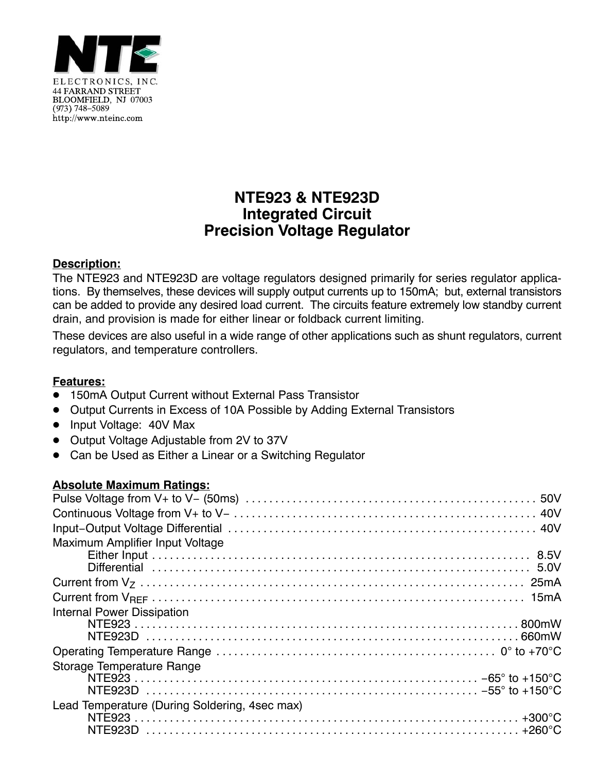NTE ELECTRONICS, INC.
44 FARRAND STREET
BLOOMFIELD, NJ 07003
(973) 748–5089
http://www.nteinc.com

# NTE923 & NTE923D
# Integrated Circuit
# Precision Voltage Regulator

**Description:**

The NTE923 and NTE923D are voltage regulators designed primarily for series regulator applications. By themselves, these devices will supply output currents up to 150mA; but, external transistors can be added to provide any desired load current. The circuits feature extremely low standby current drain, and provision is made for either linear or foldback current limiting.

These devices are also useful in a wide range of other applications such as shunt regulators, current regulators, and temperature controllers.

**Features:**

- 150mA Output Current without External Pass Transistor
- Output Currents in Excess of 10A Possible by Adding External Transistors
- Input Voltage: 40V Max
- Output Voltage Adjustable from 2V to 37V
- Can be Used as Either a Linear or a Switching Regulator

**Absolute Maximum Ratings:**

Pulse Voltage from V+ to V− (50ms) . . . . . . . . . . 50V

Continuous Voltage from V+ to V− . . . . . . . . . . 40V

Input−Output Voltage Differential . . . . . . . . . . 40V

Maximum Amplifier Input Voltage

- Either Input . . . . . . . . . . 8.5V
- Differential . . . . . . . . . . 5.0V

Current from $V_Z$ . . . . . . . . . . 25mA

Current from $V_{REF}$ . . . . . . . . . . 15mA

Internal Power Dissipation

- NTE923 . . . . . . . . . . 800mW
- NTE923D . . . . . . . . . . 660mW

Operating Temperature Range . . . . . . . . . . 0° to +70°C

Storage Temperature Range

- NTE923 . . . . . . . . . . −65° to +150°C
- NTE923D . . . . . . . . . . −55° to +150°C

Lead Temperature (During Soldering, 4sec max)

- NTE923 . . . . . . . . . . +300°C
- NTE923D . . . . . . . . . . +260°C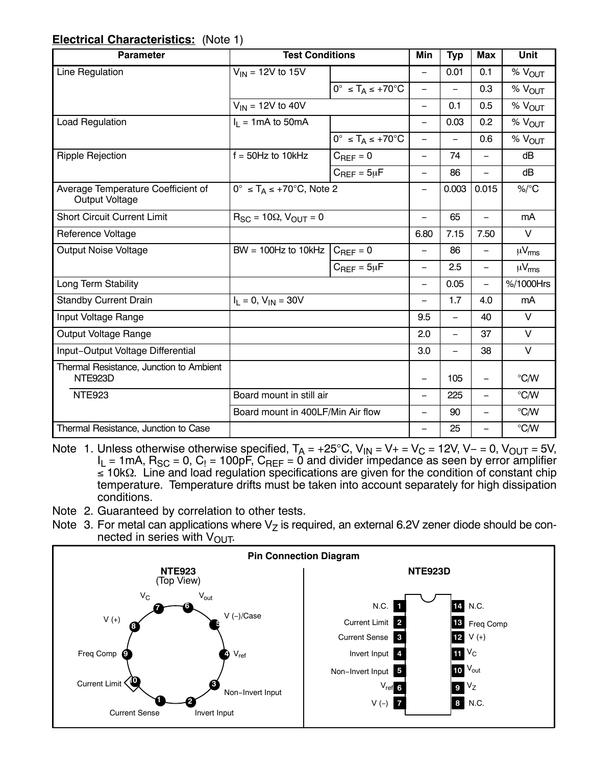**Electrical Characteristics:** (Note 1)

| Parameter | Test Conditions | | Min | Typ | Max | Unit |
|---|---|---|---|---|---|---|
| Line Regulation | $V_{IN}$ = 12V to 15V | | – | 0.01 | 0.1 | % $V_{OUT}$ |
| | | 0° ≤ $T_A$ ≤ +70°C | – | – | 0.3 | % $V_{OUT}$ |
| | $V_{IN}$ = 12V to 40V | | – | 0.1 | 0.5 | % $V_{OUT}$ |
| Load Regulation | $I_L$ = 1mA to 50mA | | – | 0.03 | 0.2 | % $V_{OUT}$ |
| | | 0° ≤ $T_A$ ≤ +70°C | – | – | 0.6 | % $V_{OUT}$ |
| Ripple Rejection | f = 50Hz to 10kHz | $C_{REF}$ = 0 | – | 74 | – | dB |
| | | $C_{REF}$ = 5μF | – | 86 | – | dB |
| Average Temperature Coefficient of Output Voltage | 0° ≤ $T_A$ ≤ +70°C, Note 2 | | – | 0.003 | 0.015 | %/°C |
| Short Circuit Current Limit | $R_{SC}$ = 10Ω, $V_{OUT}$ = 0 | | – | 65 | – | mA |
| Reference Voltage | | | 6.80 | 7.15 | 7.50 | V |
| Output Noise Voltage | BW = 100Hz to 10kHz | $C_{REF}$ = 0 | – | 86 | – | μ$V_{rms}$ |
| | | $C_{REF}$ = 5μF | – | 2.5 | – | μ$V_{rms}$ |
| Long Term Stability | | | – | 0.05 | – | %/1000Hrs |
| Standby Current Drain | $I_L$ = 0, $V_{IN}$ = 30V | | – | 1.7 | 4.0 | mA |
| Input Voltage Range | | | 9.5 | – | 40 | V |
| Output Voltage Range | | | 2.0 | – | 37 | V |
| Input–Output Voltage Differential | | | 3.0 | – | 38 | V |
| Thermal Resistance, Junction to Ambient NTE923D | | | – | 105 | – | °C/W |
| NTE923 | Board mount in still air | | – | 225 | – | °C/W |
| | Board mount in 400LF/Min Air flow | | – | 90 | – | °C/W |
| Thermal Resistance, Junction to Case | | | – | 25 | – | °C/W |

Note 1. Unless otherwise otherwise specified, $T_A$ = +25°C, $V_{IN}$ = V+ = $V_C$ = 12V, V– = 0, $V_{OUT}$ = 5V, $I_L$ = 1mA, $R_{SC}$ = 0, $C_I$ = 100pF, $C_{REF}$ = 0 and divider impedance as seen by error amplifier ≤ 10kΩ. Line and load regulation specifications are given for the condition of constant chip temperature. Temperature drifts must be taken into account separately for high dissipation conditions.

Note 2. Guaranteed by correlation to other tests.

Note 3. For metal can applications where $V_Z$ is required, an external 6.2V zener diode should be connected in series with $V_{OUT}$.

**Pin Connection Diagram**

**NTE923** (Top View)

1. Current Sense
2. Invert Input
3. Non–Invert Input
4. $V_{ref}$
5. V (–)/Case
6. $V_{out}$
7. $V_C$
8. V (+)
9. Freq Comp
10. Current Limit

**NTE923D**

| Pin | Function | Pin | Function |
|---|---|---|---|
| 1 | N.C. | 14 | N.C. |
| 2 | Current Limit | 13 | Freq Comp |
| 3 | Current Sense | 12 | V (+) |
| 4 | Invert Input | 11 | $V_C$ |
| 5 | Non–Invert Input | 10 | $V_{out}$ |
| 6 | $V_{ref}$ | 9 | $V_Z$ |
| 7 | V (–) | 8 | N.C. |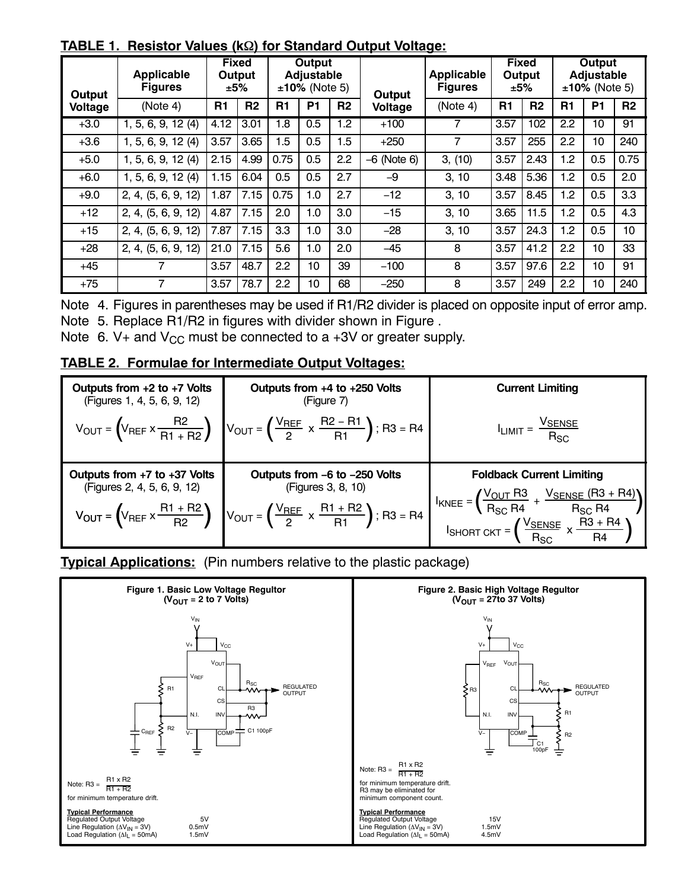**TABLE 1. Resistor Values (kΩ) for Standard Output Voltage:**

| Output Voltage | Applicable Figures (Note 4) | Fixed Output ±5% R1 | Fixed Output ±5% R2 | Output Adjustable ±10% (Note 5) R1 | Output Adjustable ±10% (Note 5) P1 | Output Adjustable ±10% (Note 5) R2 | Output Voltage | Applicable Figures (Note 4) | Fixed Output ±5% R1 | Fixed Output ±5% R2 | Output Adjustable ±10% (Note 5) R1 | Output Adjustable ±10% (Note 5) P1 | Output Adjustable ±10% (Note 5) R2 |
|---|---|---|---|---|---|---|---|---|---|---|---|---|---|
| +3.0 | 1, 5, 6, 9, 12 (4) | 4.12 | 3.01 | 1.8 | 0.5 | 1.2 | +100 | 7 | 3.57 | 102 | 2.2 | 10 | 91 |
| +3.6 | 1, 5, 6, 9, 12 (4) | 3.57 | 3.65 | 1.5 | 0.5 | 1.5 | +250 | 7 | 3.57 | 255 | 2.2 | 10 | 240 |
| +5.0 | 1, 5, 6, 9, 12 (4) | 2.15 | 4.99 | 0.75 | 0.5 | 2.2 | −6 (Note 6) | 3, (10) | 3.57 | 2.43 | 1.2 | 0.5 | 0.75 |
| +6.0 | 1, 5, 6, 9, 12 (4) | 1.15 | 6.04 | 0.5 | 0.5 | 2.7 | −9 | 3, 10 | 3.48 | 5.36 | 1.2 | 0.5 | 2.0 |
| +9.0 | 2, 4, (5, 6, 9, 12) | 1.87 | 7.15 | 0.75 | 1.0 | 2.7 | −12 | 3, 10 | 3.57 | 8.45 | 1.2 | 0.5 | 3.3 |
| +12 | 2, 4, (5, 6, 9, 12) | 4.87 | 7.15 | 2.0 | 1.0 | 3.0 | −15 | 3, 10 | 3.65 | 11.5 | 1.2 | 0.5 | 4.3 |
| +15 | 2, 4, (5, 6, 9, 12) | 7.87 | 7.15 | 3.3 | 1.0 | 3.0 | −28 | 3, 10 | 3.57 | 24.3 | 1.2 | 0.5 | 10 |
| +28 | 2, 4, (5, 6, 9, 12) | 21.0 | 7.15 | 5.6 | 1.0 | 2.0 | −45 | 8 | 3.57 | 41.2 | 2.2 | 10 | 33 |
| +45 | 7 | 3.57 | 48.7 | 2.2 | 10 | 39 | −100 | 8 | 3.57 | 97.6 | 2.2 | 10 | 91 |
| +75 | 7 | 3.57 | 78.7 | 2.2 | 10 | 68 | −250 | 8 | 3.57 | 249 | 2.2 | 10 | 240 |

Note 4. Figures in parentheses may be used if R1/R2 divider is placed on opposite input of error amp.

Note 5. Replace R1/R2 in figures with divider shown in Figure .

Note 6. V+ and $V_{CC}$ must be connected to a +3V or greater supply.

**TABLE 2. Formulae for Intermediate Output Voltages:**

| Outputs from +2 to +7 Volts (Figures 1, 4, 5, 6, 9, 12) | Outputs from +4 to +250 Volts (Figure 7) | Current Limiting |
|---|---|---|
| $V_{OUT} = \left(V_{REF} \times \frac{R2}{R1 + R2}\right)$ | $V_{OUT} = \left(\frac{V_{REF}}{2} \times \frac{R2 - R1}{R1}\right)$; R3 = R4 | $I_{LIMIT} = \frac{V_{SENSE}}{R_{SC}}$ |
| **Outputs from +7 to +37 Volts** (Figures 2, 4, 5, 6, 9, 12) | **Outputs from −6 to −250 Volts** (Figures 3, 8, 10) | **Foldback Current Limiting** |
| $V_{OUT} = \left(V_{REF} \times \frac{R1 + R2}{R2}\right)$ | $V_{OUT} = \left(\frac{V_{REF}}{2} \times \frac{R1 + R2}{R1}\right)$; R3 = R4 | $I_{KNEE} = \left(\frac{V_{OUT}\, R3}{R_{SC}\, R4} + \frac{V_{SENSE}\,(R3 + R4)}{R_{SC}\, R4}\right)$ <br> $I_{SHORT\ CKT} = \left(\frac{V_{SENSE}}{R_{SC}} \times \frac{R3 + R4}{R4}\right)$ |

**Typical Applications:** (Pin numbers relative to the plastic package)

**Figure 1. Basic Low Voltage Regultor ($V_{OUT}$ = 2 to 7 Volts)**

Note: $R3 = \frac{R1 \times R2}{R1 + R2}$ for minimum temperature drift.

**Typical Performance**

| | |
|---|---|
| Regulated Output Voltage | 5V |
| Line Regulation ($\Delta V_{IN}$ = 3V) | 0.5mV |
| Load Regulation ($\Delta I_L$ = 50mA) | 1.5mV |

**Figure 2. Basic High Voltage Regultor ($V_{OUT}$ = 27to 37 Volts)**

Note: $R3 = \frac{R1 \times R2}{R1 + R2}$ for minimum temperature drift. R3 may be eliminated for minimum component count.

**Typical Performance**

| | |
|---|---|
| Regulated Output Voltage | 15V |
| Line Regulation ($\Delta V_{IN}$ = 3V) | 1.5mV |
| Load Regulation ($\Delta I_L$ = 50mA) | 4.5mV |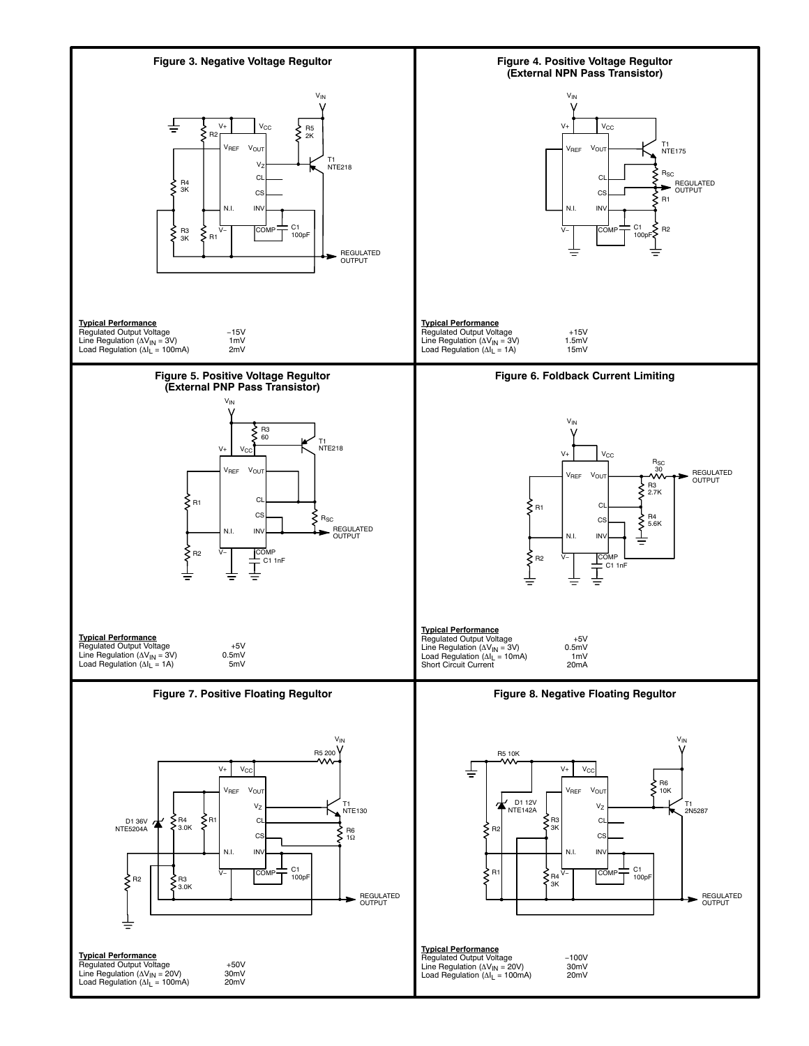### Figure 3. Negative Voltage Regultor

**Typical Performance**

| | |
|---|---|
| Regulated Output Voltage | −15V |
| Line Regulation ($\Delta V_{IN}$ = 3V) | 1mV |
| Load Regulation ($\Delta I_L$ = 100mA) | 2mV |

### Figure 4. Positive Voltage Regultor (External NPN Pass Transistor)

**Typical Performance**

| | |
|---|---|
| Regulated Output Voltage | +15V |
| Line Regulation ($\Delta V_{IN}$ = 3V) | 1.5mV |
| Load Regulation ($\Delta I_L$ = 1A) | 15mV |

### Figure 5. Positive Voltage Regultor (External PNP Pass Transistor)

**Typical Performance**

| | |
|---|---|
| Regulated Output Voltage | +5V |
| Line Regulation ($\Delta V_{IN}$ = 3V) | 0.5mV |
| Load Regulation ($\Delta I_L$ = 1A) | 5mV |

### Figure 6. Foldback Current Limiting

**Typical Performance**

| | |
|---|---|
| Regulated Output Voltage | +5V |
| Line Regulation ($\Delta V_{IN}$ = 3V) | 0.5mV |
| Load Regulation ($\Delta I_L$ = 10mA) | 1mV |
| Short Circuit Current | 20mA |

### Figure 7. Positive Floating Regultor

**Typical Performance**

| | |
|---|---|
| Regulated Output Voltage | +50V |
| Line Regulation ($\Delta V_{IN}$ = 20V) | 30mV |
| Load Regulation ($\Delta I_L$ = 100mA) | 20mV |

### Figure 8. Negative Floating Regultor

**Typical Performance**

| | |
|---|---|
| Regulated Output Voltage | −100V |
| Line Regulation ($\Delta V_{IN}$ = 20V) | 30mV |
| Load Regulation ($\Delta I_L$ = 100mA) | 20mV |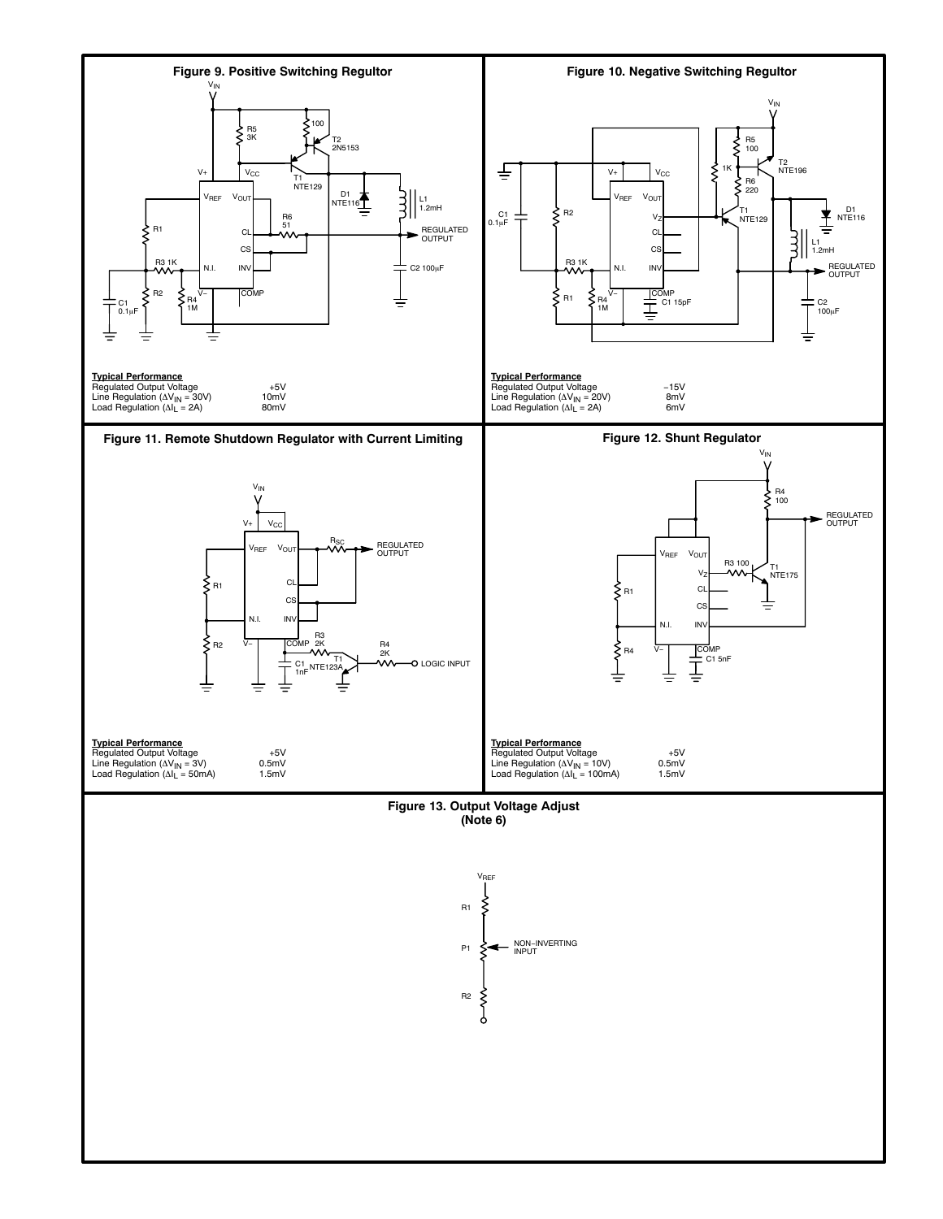### Figure 9. Positive Switching Regultor

**Typical Performance**

| | |
|---|---|
| Regulated Output Voltage | +5V |
| Line Regulation ($\Delta V_{IN}$ = 30V) | 10mV |
| Load Regulation ($\Delta I_L$ = 2A) | 80mV |

### Figure 10. Negative Switching Regultor

**Typical Performance**

| | |
|---|---|
| Regulated Output Voltage | −15V |
| Line Regulation ($\Delta V_{IN}$ = 20V) | 8mV |
| Load Regulation ($\Delta I_L$ = 2A) | 6mV |

### Figure 11. Remote Shutdown Regulator with Current Limiting

**Typical Performance**

| | |
|---|---|
| Regulated Output Voltage | +5V |
| Line Regulation ($\Delta V_{IN}$ = 3V) | 0.5mV |
| Load Regulation ($\Delta I_L$ = 50mA) | 1.5mV |

### Figure 12. Shunt Regulator

**Typical Performance**

| | |
|---|---|
| Regulated Output Voltage | +5V |
| Line Regulation ($\Delta V_{IN}$ = 10V) | 0.5mV |
| Load Regulation ($\Delta I_L$ = 100mA) | 1.5mV |

### Figure 13. Output Voltage Adjust (Note 6)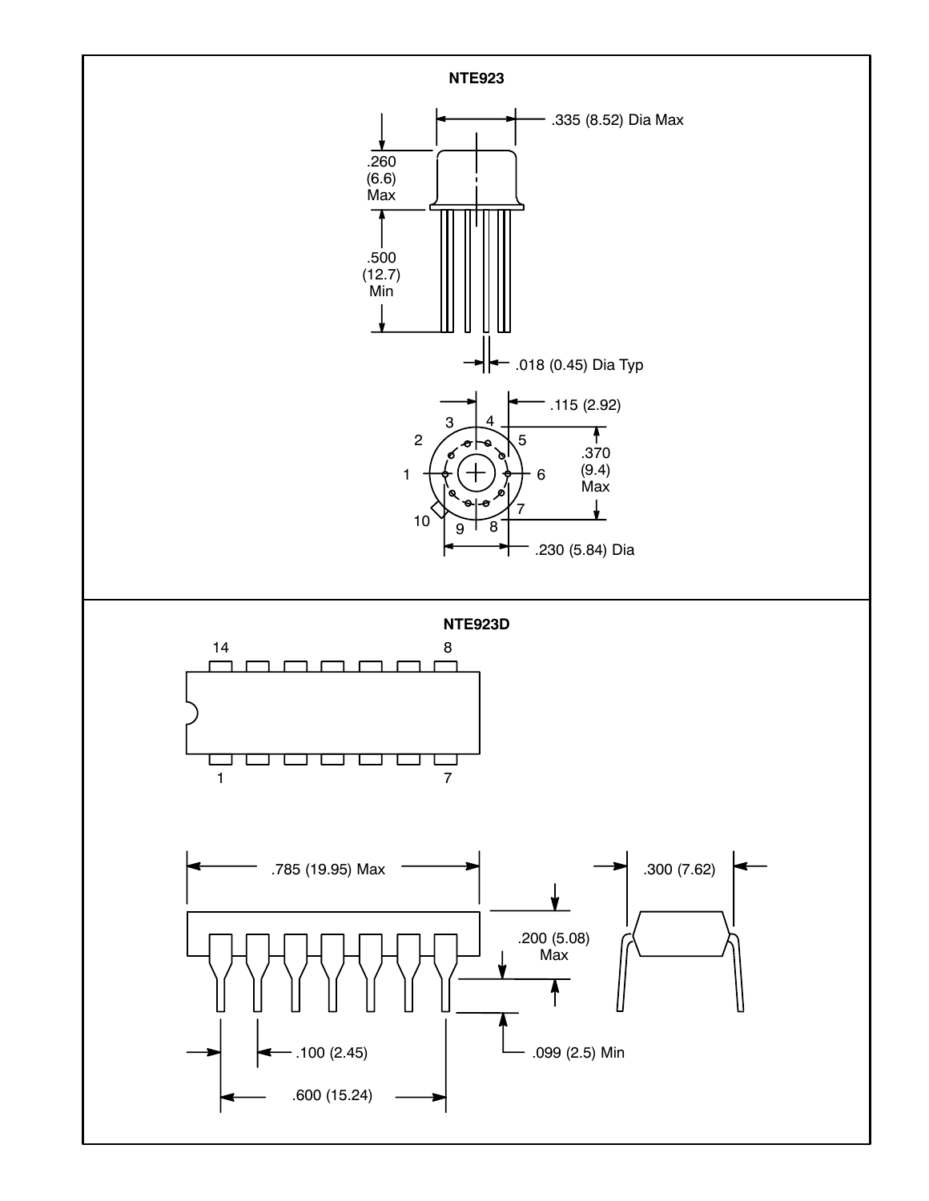**NTE923**

.335 (8.52) Dia Max

.260 (6.6) Max

.500 (12.7) Min

.018 (0.45) Dia Typ

.115 (2.92)

3 4 2 5 1 6 7 10 9 8

.370 (9.4) Max

.230 (5.84) Dia

**NTE923D**

14 8

1 7

.785 (19.95) Max

.300 (7.62)

.200 (5.08) Max

.099 (2.5) Min

.100 (2.45)

.600 (15.24)